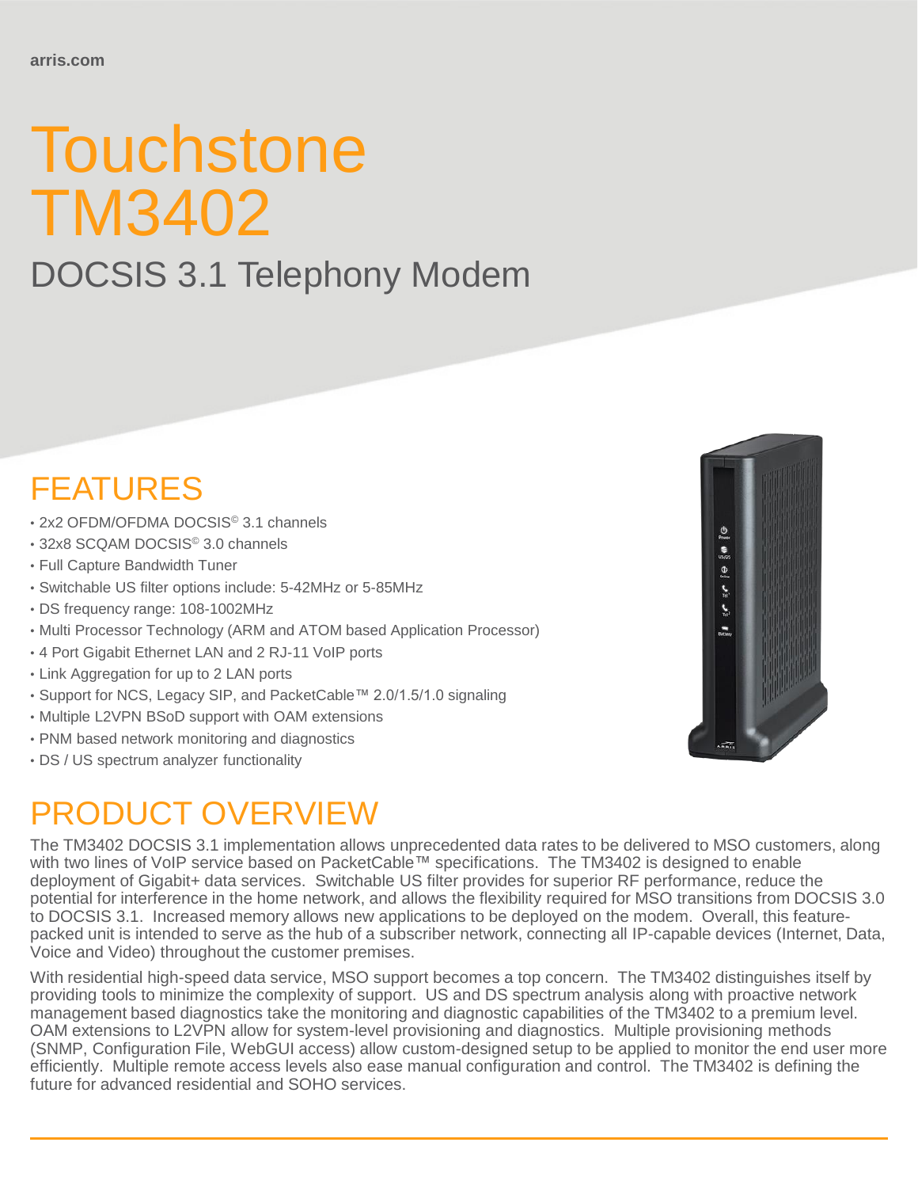arris.com

# Touchstone TM3402

## DOCSIS 3.1 Telephony Modem

## FEATURES

- 2x2 OFDM/OFDMA DOCSIS© 3.1 channels
- 32x8 SCQAM DOCSIS© 3.0 channels
- Full Capture Bandwidth Tuner
- Switchable US filter options include: 5-42MHz or 5-85MHz
- DS frequency range: 108-1002MHz
- Multi Processor Technology (ARM and ATOM based Application Processor)
- 4 Port Gigabit Ethernet LAN and 2 RJ-11 VoIP ports
- Link Aggregation for up to 2 LAN ports
- Support for NCS, Legacy SIP, and PacketCable™ 2.0/1.5/1.0 signaling
- Multiple L2VPN BSoD support with OAM extensions
- PNM based network monitoring and diagnostics
- DS / US spectrum analyzer functionality

## PRODUCT OVERVIEW

The TM3402 DOCSIS 3.1 implementation allows unprecedented data rates to be delivered to MSO customers, along with two lines of VoIP service based on PacketCable™ specifications. The TM3402 is designed to enable deployment of Gigabit+ data services. Switchable US filter provides for superior RF performance, reduce the potential for interference in the home network, and allows the flexibility required for MSO transitions from DOCSIS 3.0 to DOCSIS 3.1. Increased memory allows new applications to be deployed on the modem. Overall, this feature-packed unit is intended to serve as the hub of a subscriber network, connecting all IP-capable devices (Internet, Data, Voice and Video) throughout the customer premises.

With residential high-speed data service, MSO support becomes a top concern. The TM3402 distinguishes itself by providing tools to minimize the complexity of support. US and DS spectrum analysis along with proactive network management based diagnostics take the monitoring and diagnostic capabilities of the TM3402 to a premium level. OAM extensions to L2VPN allow for system-level provisioning and diagnostics. Multiple provisioning methods (SNMP, Configuration File, WebGUI access) allow custom-designed setup to be applied to monitor the end user more efficiently. Multiple remote access levels also ease manual configuration and control. The TM3402 is defining the future for advanced residential and SOHO services.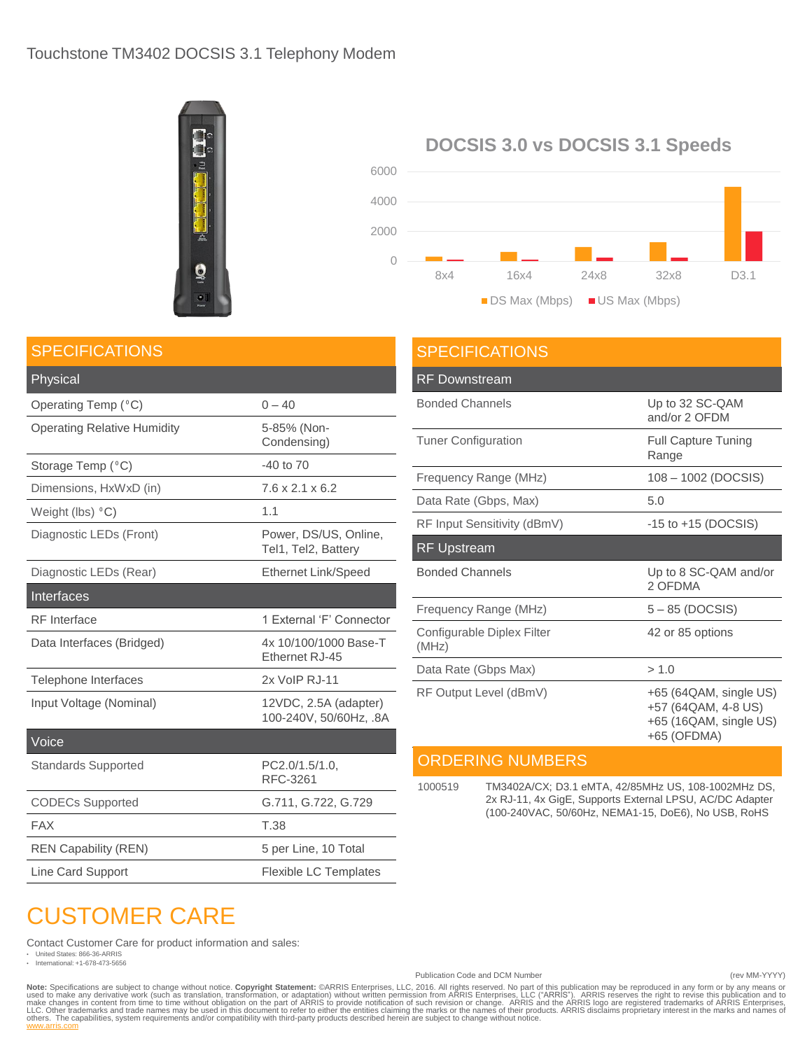Touchstone TM3402 DOCSIS 3.1 Telephony Modem

DOCSIS 3.0 vs DOCSIS 3.1 Speeds

6000
4000
2000
0

8x4
16x4
24x8
32x8
D3.1

DS Max (Mbps)
US Max (Mbps)

## SPECIFICATIONS

| Physical | |
|---|---|
| Operating Temp (°C) | 0 – 40 |
| Operating Relative Humidity | 5-85% (Non-Condensing) |
| Storage Temp (°C) | -40 to 70 |
| Dimensions, HxWxD (in) | 7.6 x 2.1 x 6.2 |
| Weight (lbs) °C) | 1.1 |
| Diagnostic LEDs (Front) | Power, DS/US, Online, Tel1, Tel2, Battery |
| Diagnostic LEDs (Rear) | Ethernet Link/Speed |
| **Interfaces** | |
| RF Interface | 1 External ‘F’ Connector |
| Data Interfaces (Bridged) | 4x 10/100/1000 Base-T Ethernet RJ-45 |
| Telephone Interfaces | 2x VoIP RJ-11 |
| Input Voltage (Nominal) | 12VDC, 2.5A (adapter) 100-240V, 50/60Hz, .8A |
| **Voice** | |
| Standards Supported | PC2.0/1.5/1.0, RFC-3261 |
| CODECs Supported | G.711, G.722, G.729 |
| FAX | T.38 |
| REN Capability (REN) | 5 per Line, 10 Total |
| Line Card Support | Flexible LC Templates |

## SPECIFICATIONS

| RF Downstream | |
|---|---|
| Bonded Channels | Up to 32 SC-QAM and/or 2 OFDM |
| Tuner Configuration | Full Capture Tuning Range |
| Frequency Range (MHz) | 108 – 1002 (DOCSIS) |
| Data Rate (Gbps, Max) | 5.0 |
| RF Input Sensitivity (dBmV) | -15 to +15 (DOCSIS) |
| **RF Upstream** | |
| Bonded Channels | Up to 8 SC-QAM and/or 2 OFDMA |
| Frequency Range (MHz) | 5 – 85 (DOCSIS) |
| Configurable Diplex Filter (MHz) | 42 or 85 options |
| Data Rate (Gbps Max) | > 1.0 |
| RF Output Level (dBmV) | +65 (64QAM, single US) +57 (64QAM, 4-8 US) +65 (16QAM, single US) +65 (OFDMA) |

## ORDERING NUMBERS

| | |
|---|---|
| 1000519 | TM3402A/CX; D3.1 eMTA, 42/85MHz US, 108-1002MHz DS, 2x RJ-11, 4x GigE, Supports External LPSU, AC/DC Adapter (100-240VAC, 50/60Hz, NEMA1-15, DoE6), No USB, RoHS |

# CUSTOMER CARE

Contact Customer Care for product information and sales:

- United States: 866-36-ARRIS
- International: +1-678-473-5656

Publication Code and DCM Number (rev MM-YYYY)

**Note:** Specifications are subject to change without notice. **Copyright Statement:** ©ARRIS Enterprises, LLC, 2016. All rights reserved. No part of this publication may be reproduced in any form or by any means or used to make any derivative work (such as translation, transformation, or adaptation) without written permission from ARRIS Enterprises, LLC ("ARRIS"). ARRIS reserves the right to revise this publication and to make changes in content from time to time without obligation on the part of ARRIS to provide notification of such revision or change. ARRIS and the ARRIS logo are registered trademarks of ARRIS Enterprises, LLC. Other trademarks and trade names may be used in this document to refer to either the entities claiming the marks or the names of their products. ARRIS disclaims proprietary interest in the marks and names of others. The capabilities, system requirements and/or compatibility with third-party products described herein are subject to change without notice.
www.arris.com